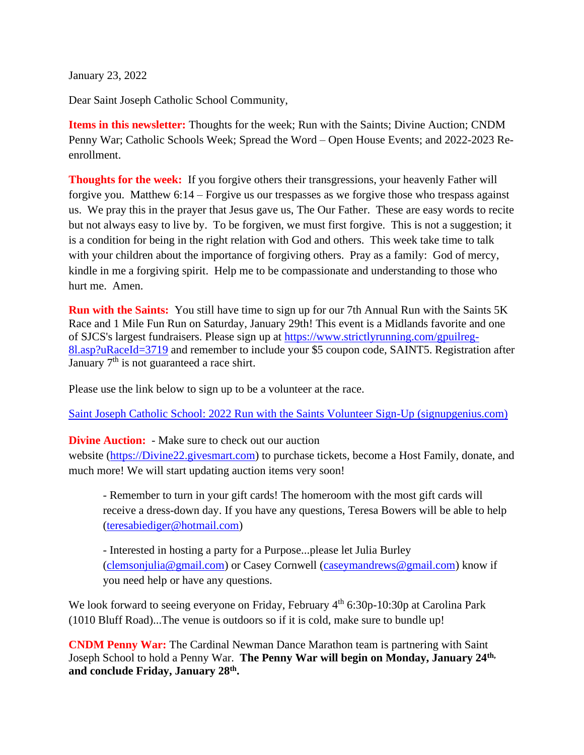January 23, 2022

Dear Saint Joseph Catholic School Community,

**Items in this newsletter:** Thoughts for the week; Run with the Saints; Divine Auction; CNDM Penny War; Catholic Schools Week; Spread the Word – Open House Events; and 2022-2023 Re-enrollment.

**Thoughts for the week:** If you forgive others their transgressions, your heavenly Father will forgive you. Matthew 6:14 – Forgive us our trespasses as we forgive those who trespass against us. We pray this in the prayer that Jesus gave us, The Our Father. These are easy words to recite but not always easy to live by. To be forgiven, we must first forgive. This is not a suggestion; it is a condition for being in the right relation with God and others. This week take time to talk with your children about the importance of forgiving others. Pray as a family: God of mercy, kindle in me a forgiving spirit. Help me to be compassionate and understanding to those who hurt me. Amen.

**Run with the Saints:** You still have time to sign up for our 7th Annual Run with the Saints 5K Race and 1 Mile Fun Run on Saturday, January 29th! This event is a Midlands favorite and one of SJCS's largest fundraisers. Please sign up at [https://www.strictlyrunning.com/gpuilreg-8l.asp?uRaceId=3719](https://www.strictlyrunning.com/gpuilreg-8l.asp?uRaceId=3719) and remember to include your $5 coupon code, SAINT5. Registration after January 7th is not guaranteed a race shirt.

Please use the link below to sign up to be a volunteer at the race.

[Saint Joseph Catholic School: 2022 Run with the Saints Volunteer Sign-Up (signupgenius.com)]()

**Divine Auction:** - Make sure to check out our auction website ([https://Divine22.givesmart.com](https://Divine22.givesmart.com)) to purchase tickets, become a Host Family, donate, and much more! We will start updating auction items very soon!

> - Remember to turn in your gift cards! The homeroom with the most gift cards will receive a dress-down day. If you have any questions, Teresa Bowers will be able to help ([teresabiediger@hotmail.com](mailto:teresabiediger@hotmail.com))
>
> - Interested in hosting a party for a Purpose...please let Julia Burley ([clemsonjulia@gmail.com](mailto:clemsonjulia@gmail.com)) or Casey Cornwell ([caseymandrews@gmail.com](mailto:caseymandrews@gmail.com)) know if you need help or have any questions.

We look forward to seeing everyone on Friday, February 4th 6:30p-10:30p at Carolina Park (1010 Bluff Road)...The venue is outdoors so if it is cold, make sure to bundle up!

**CNDM Penny War:** The Cardinal Newman Dance Marathon team is partnering with Saint Joseph School to hold a Penny War. **The Penny War will begin on Monday, January 24th, and conclude Friday, January 28th.**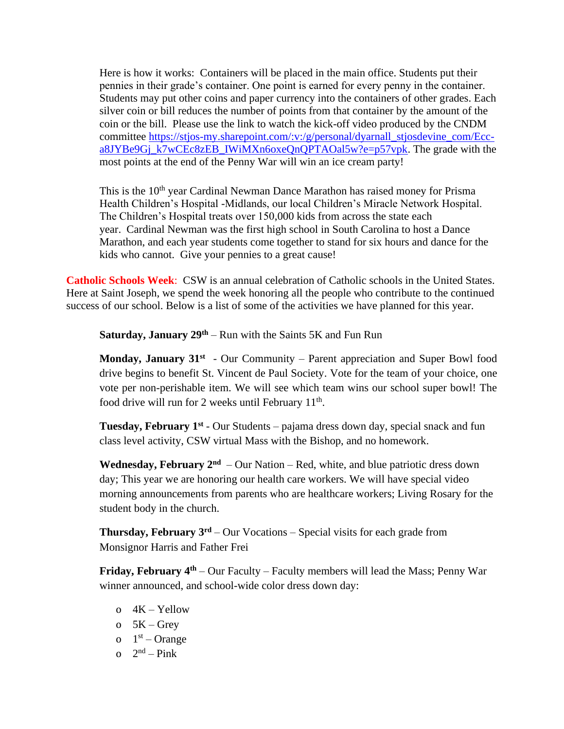Here is how it works: Containers will be placed in the main office. Students put their pennies in their grade's container. One point is earned for every penny in the container. Students may put other coins and paper currency into the containers of other grades. Each silver coin or bill reduces the number of points from that container by the amount of the coin or the bill. Please use the link to watch the kick-off video produced by the CNDM committee https://stjos-my.sharepoint.com/:v:/g/personal/dyarnall_stjosdevine_com/Ecc-a8JYBe9Gj_k7wCEc8zEB_IWiMXn6oxeQnQPTAOal5w?e=p57vpk. The grade with the most points at the end of the Penny War will win an ice cream party!

This is the 10th year Cardinal Newman Dance Marathon has raised money for Prisma Health Children's Hospital -Midlands, our local Children's Miracle Network Hospital. The Children's Hospital treats over 150,000 kids from across the state each year. Cardinal Newman was the first high school in South Carolina to host a Dance Marathon, and each year students come together to stand for six hours and dance for the kids who cannot. Give your pennies to a great cause!

**Catholic Schools Week**: CSW is an annual celebration of Catholic schools in the United States. Here at Saint Joseph, we spend the week honoring all the people who contribute to the continued success of our school. Below is a list of some of the activities we have planned for this year.

**Saturday, January 29th** – Run with the Saints 5K and Fun Run

**Monday, January 31st** - Our Community – Parent appreciation and Super Bowl food drive begins to benefit St. Vincent de Paul Society. Vote for the team of your choice, one vote per non-perishable item. We will see which team wins our school super bowl! The food drive will run for 2 weeks until February 11th.

**Tuesday, February 1st** - Our Students – pajama dress down day, special snack and fun class level activity, CSW virtual Mass with the Bishop, and no homework.

**Wednesday, February 2nd** – Our Nation – Red, white, and blue patriotic dress down day; This year we are honoring our health care workers. We will have special video morning announcements from parents who are healthcare workers; Living Rosary for the student body in the church.

**Thursday, February 3rd** – Our Vocations – Special visits for each grade from Monsignor Harris and Father Frei

**Friday, February 4th** – Our Faculty – Faculty members will lead the Mass; Penny War winner announced, and school-wide color dress down day:

- 4K – Yellow
- 5K – Grey
- 1st – Orange
- 2nd – Pink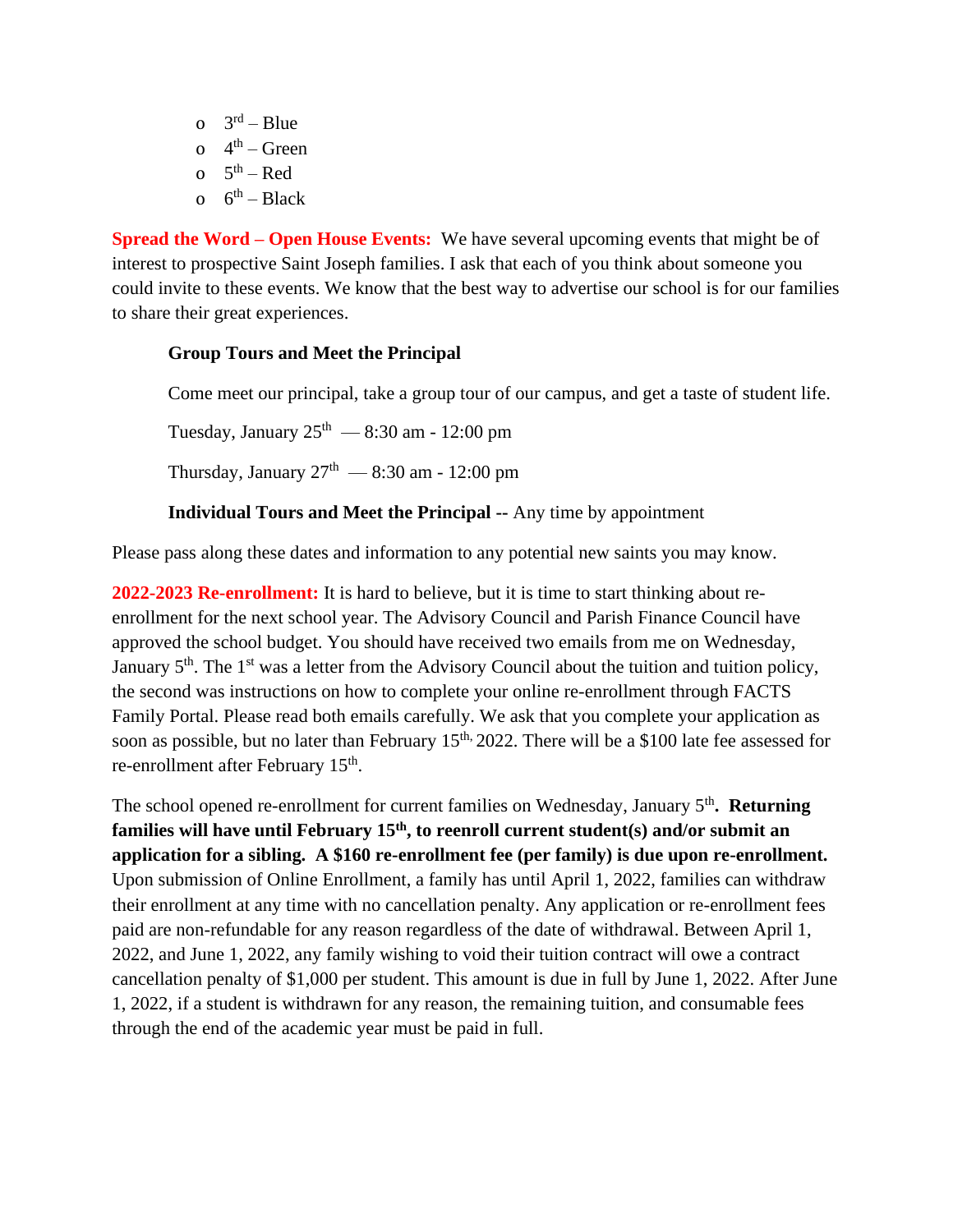- 3rd – Blue
- 4th – Green
- 5th – Red
- 6th – Black

**Spread the Word – Open House Events:** We have several upcoming events that might be of interest to prospective Saint Joseph families. I ask that each of you think about someone you could invite to these events. We know that the best way to advertise our school is for our families to share their great experiences.

**Group Tours and Meet the Principal**

Come meet our principal, take a group tour of our campus, and get a taste of student life.

Tuesday, January 25th — 8:30 am - 12:00 pm

Thursday, January 27th — 8:30 am - 12:00 pm

**Individual Tours and Meet the Principal --** Any time by appointment

Please pass along these dates and information to any potential new saints you may know.

**2022-2023 Re-enrollment:** It is hard to believe, but it is time to start thinking about re-enrollment for the next school year. The Advisory Council and Parish Finance Council have approved the school budget. You should have received two emails from me on Wednesday, January 5th. The 1st was a letter from the Advisory Council about the tuition and tuition policy, the second was instructions on how to complete your online re-enrollment through FACTS Family Portal. Please read both emails carefully. We ask that you complete your application as soon as possible, but no later than February 15th, 2022. There will be a $100 late fee assessed for re-enrollment after February 15th.

The school opened re-enrollment for current families on Wednesday, January 5th**. Returning families will have until February 15th, to reenroll current student(s) and/or submit an application for a sibling. A $160 re-enrollment fee (per family) is due upon re-enrollment.** Upon submission of Online Enrollment, a family has until April 1, 2022, families can withdraw their enrollment at any time with no cancellation penalty. Any application or re-enrollment fees paid are non-refundable for any reason regardless of the date of withdrawal. Between April 1, 2022, and June 1, 2022, any family wishing to void their tuition contract will owe a contract cancellation penalty of $1,000 per student. This amount is due in full by June 1, 2022. After June 1, 2022, if a student is withdrawn for any reason, the remaining tuition, and consumable fees through the end of the academic year must be paid in full.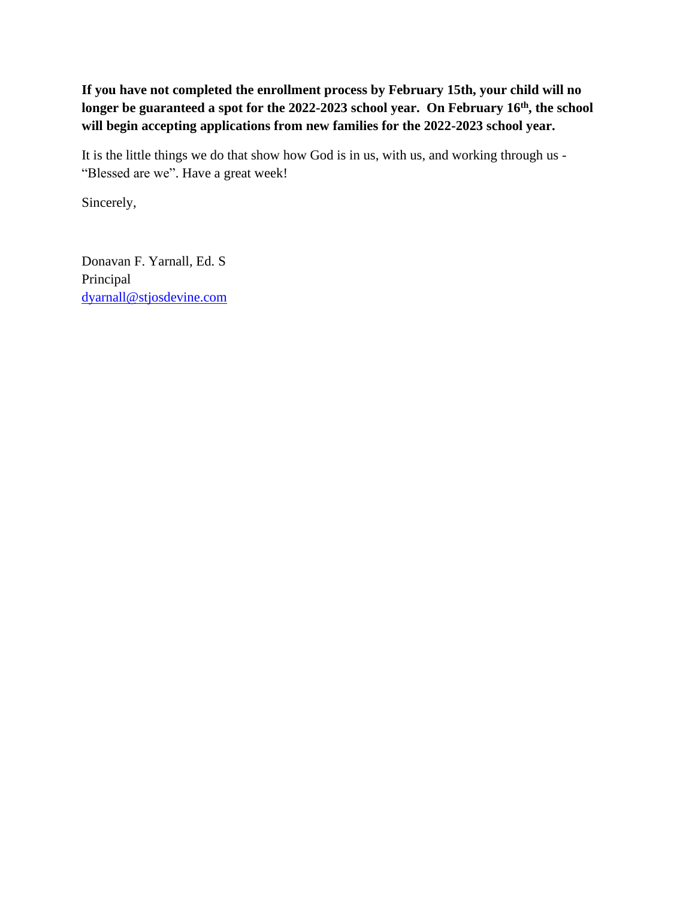**If you have not completed the enrollment process by February 15th, your child will no longer be guaranteed a spot for the 2022-2023 school year. On February 16th, the school will begin accepting applications from new families for the 2022-2023 school year.**

It is the little things we do that show how God is in us, with us, and working through us - "Blessed are we". Have a great week!

Sincerely,

Donavan F. Yarnall, Ed. S  
Principal  
dyarnall@stjosdevine.com